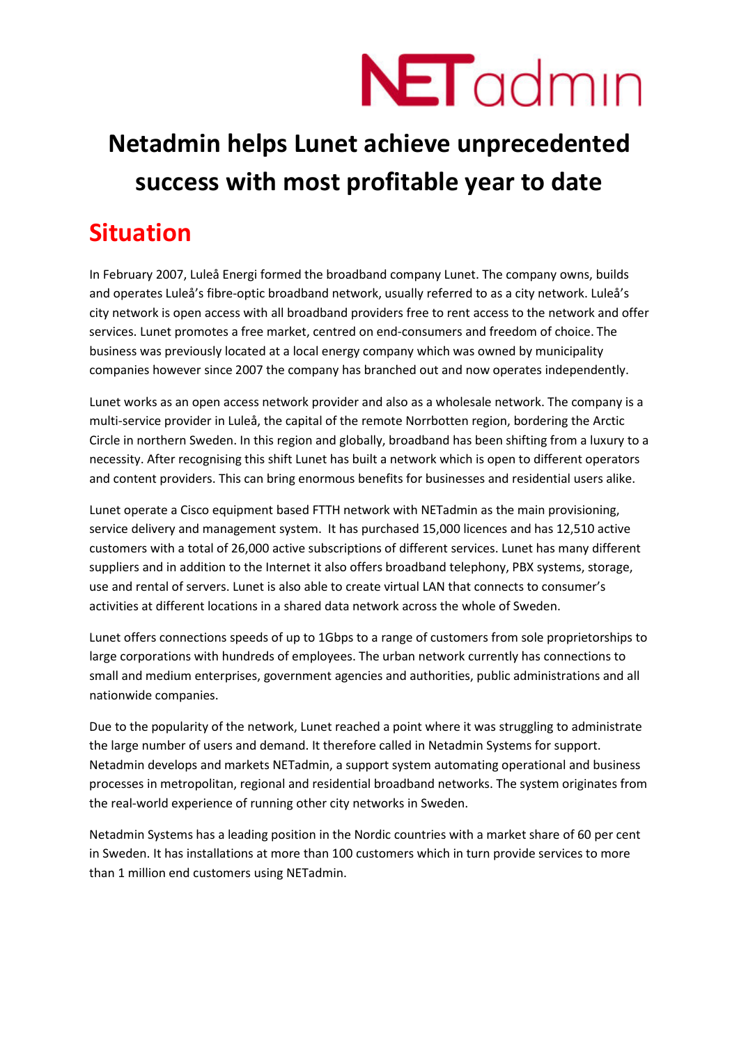# Netadmin helps Lunet achieve unprecedented success with most profitable year to date

## Situation

In February 2007, Luleå Energi formed the broadband company Lunet. The company owns, builds and operates Luleå's fibre-optic broadband network, usually referred to as a city network. Luleå's city network is open access with all broadband providers free to rent access to the network and offer services. Lunet promotes a free market, centred on end-consumers and freedom of choice. The business was previously located at a local energy company which was owned by municipality companies however since 2007 the company has branched out and now operates independently.

Lunet works as an open access network provider and also as a wholesale network. The company is a multi-service provider in Luleå, the capital of the remote Norrbotten region, bordering the Arctic Circle in northern Sweden. In this region and globally, broadband has been shifting from a luxury to a necessity. After recognising this shift Lunet has built a network which is open to different operators and content providers. This can bring enormous benefits for businesses and residential users alike.

Lunet operate a Cisco equipment based FTTH network with NETadmin as the main provisioning, service delivery and management system. It has purchased 15,000 licences and has 12,510 active customers with a total of 26,000 active subscriptions of different services. Lunet has many different suppliers and in addition to the Internet it also offers broadband telephony, PBX systems, storage, use and rental of servers. Lunet is also able to create virtual LAN that connects to consumer's activities at different locations in a shared data network across the whole of Sweden.

Lunet offers connections speeds of up to 1Gbps to a range of customers from sole proprietorships to large corporations with hundreds of employees. The urban network currently has connections to small and medium enterprises, government agencies and authorities, public administrations and all nationwide companies.

Due to the popularity of the network, Lunet reached a point where it was struggling to administrate the large number of users and demand. It therefore called in Netadmin Systems for support. Netadmin develops and markets NETadmin, a support system automating operational and business processes in metropolitan, regional and residential broadband networks. The system originates from the real-world experience of running other city networks in Sweden.

Netadmin Systems has a leading position in the Nordic countries with a market share of 60 per cent in Sweden. It has installations at more than 100 customers which in turn provide services to more than 1 million end customers using NETadmin.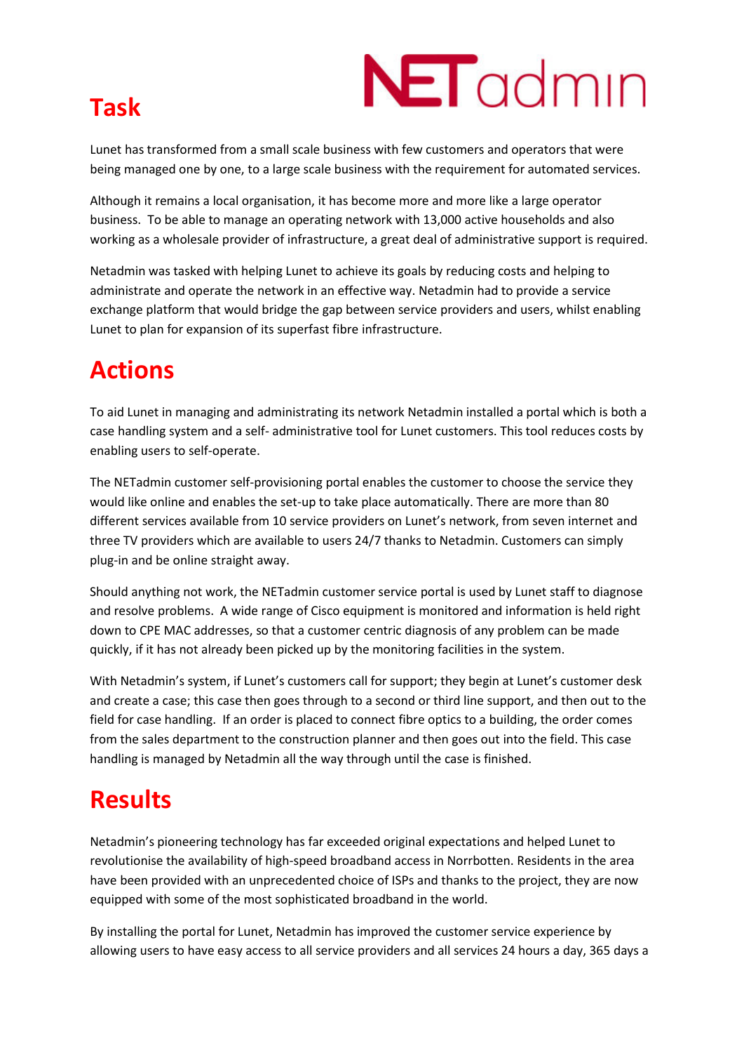# Task

Lunet has transformed from a small scale business with few customers and operators that were being managed one by one, to a large scale business with the requirement for automated services.

Although it remains a local organisation, it has become more and more like a large operator business. To be able to manage an operating network with 13,000 active households and also working as a wholesale provider of infrastructure, a great deal of administrative support is required.

Netadmin was tasked with helping Lunet to achieve its goals by reducing costs and helping to administrate and operate the network in an effective way. Netadmin had to provide a service exchange platform that would bridge the gap between service providers and users, whilst enabling Lunet to plan for expansion of its superfast fibre infrastructure.

# Actions

To aid Lunet in managing and administrating its network Netadmin installed a portal which is both a case handling system and a self- administrative tool for Lunet customers. This tool reduces costs by enabling users to self-operate.

The NETadmin customer self-provisioning portal enables the customer to choose the service they would like online and enables the set-up to take place automatically. There are more than 80 different services available from 10 service providers on Lunet's network, from seven internet and three TV providers which are available to users 24/7 thanks to Netadmin. Customers can simply plug-in and be online straight away.

Should anything not work, the NETadmin customer service portal is used by Lunet staff to diagnose and resolve problems. A wide range of Cisco equipment is monitored and information is held right down to CPE MAC addresses, so that a customer centric diagnosis of any problem can be made quickly, if it has not already been picked up by the monitoring facilities in the system.

With Netadmin's system, if Lunet's customers call for support; they begin at Lunet's customer desk and create a case; this case then goes through to a second or third line support, and then out to the field for case handling. If an order is placed to connect fibre optics to a building, the order comes from the sales department to the construction planner and then goes out into the field. This case handling is managed by Netadmin all the way through until the case is finished.

# Results

Netadmin's pioneering technology has far exceeded original expectations and helped Lunet to revolutionise the availability of high-speed broadband access in Norrbotten. Residents in the area have been provided with an unprecedented choice of ISPs and thanks to the project, they are now equipped with some of the most sophisticated broadband in the world.

By installing the portal for Lunet, Netadmin has improved the customer service experience by allowing users to have easy access to all service providers and all services 24 hours a day, 365 days a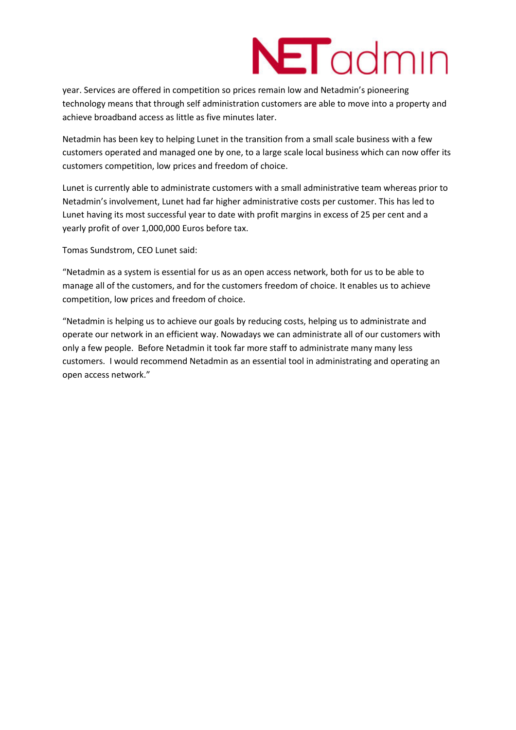year. Services are offered in competition so prices remain low and Netadmin's pioneering technology means that through self administration customers are able to move into a property and achieve broadband access as little as five minutes later.

Netadmin has been key to helping Lunet in the transition from a small scale business with a few customers operated and managed one by one, to a large scale local business which can now offer its customers competition, low prices and freedom of choice.

Lunet is currently able to administrate customers with a small administrative team whereas prior to Netadmin's involvement, Lunet had far higher administrative costs per customer. This has led to Lunet having its most successful year to date with profit margins in excess of 25 per cent and a yearly profit of over 1,000,000 Euros before tax.

Tomas Sundstrom, CEO Lunet said:

"Netadmin as a system is essential for us as an open access network, both for us to be able to manage all of the customers, and for the customers freedom of choice. It enables us to achieve competition, low prices and freedom of choice.

"Netadmin is helping us to achieve our goals by reducing costs, helping us to administrate and operate our network in an efficient way. Nowadays we can administrate all of our customers with only a few people. Before Netadmin it took far more staff to administrate many many less customers. I would recommend Netadmin as an essential tool in administrating and operating an open access network."